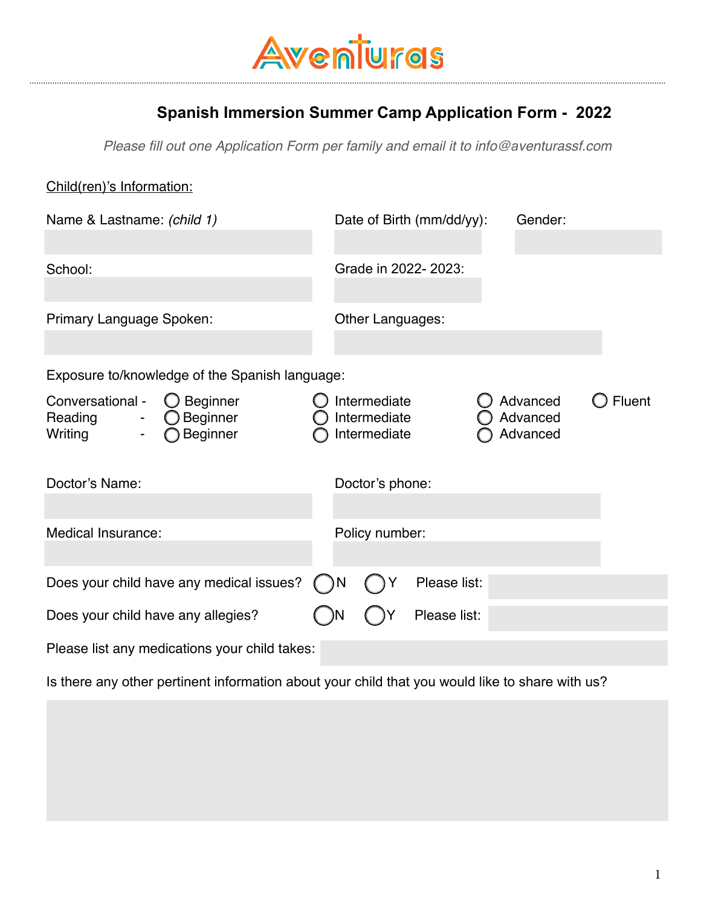# Aventuras

## Spanish Immersion Summer Camp Application Form - 2022

*Please fill out one Application Form per family and email it to info@aventurassf.com*

Child(ren)'s Information:

Name & Lastname: *(child 1)* | Date of Birth (mm/dd/yy): | Gender:

School: | Grade in 2022- 2023:

Primary Language Spoken: | Other Languages:

Exposure to/knowledge of the Spanish language:

| | | | | |
|---|---|---|---|---|
| Conversational - | ◯ Beginner | ◯ Intermediate | ◯ Advanced | ◯ Fluent |
| Reading - | ◯ Beginner | ◯ Intermediate | ◯ Advanced | |
| Writing - | ◯ Beginner | ◯ Intermediate | ◯ Advanced | |

Doctor's Name: | Doctor's phone:

Medical Insurance: | Policy number:

Does your child have any medical issues? ◯N ◯Y Please list:

Does your child have any allegies? ◯N ◯Y Please list:

Please list any medications your child takes:

Is there any other pertinent information about your child that you would like to share with us?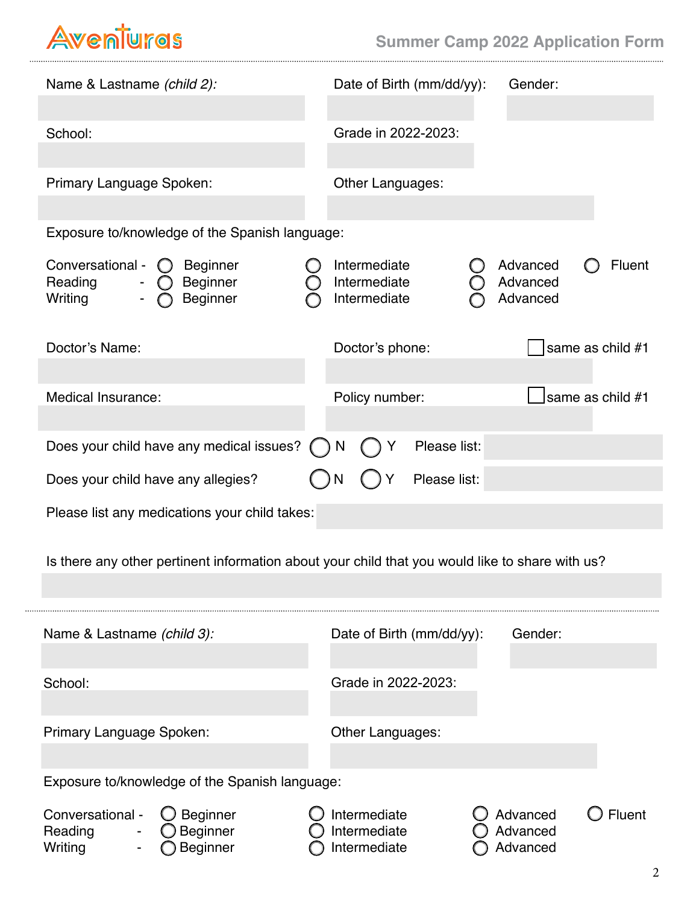Aventuras

**Summer Camp 2022 Application Form**

Name & Lastname *(child 2):*

Date of Birth (mm/dd/yy):

Gender:

School:

Grade in 2022-2023:

Primary Language Spoken:

Other Languages:

Exposure to/knowledge of the Spanish language:

| | | | | |
|---|---|---|---|---|
| Conversational - | ◯ Beginner | ◯ Intermediate | ◯ Advanced | ◯ Fluent |
| Reading - | ◯ Beginner | ◯ Intermediate | ◯ Advanced | |
| Writing - | ◯ Beginner | ◯ Intermediate | ◯ Advanced | |

Doctor's Name:

Doctor's phone: ☐ same as child #1

Medical Insurance:

Policy number: ☐ same as child #1

Does your child have any medical issues? ◯ N ◯ Y Please list:

Does your child have any allegies? ◯ N ◯ Y Please list:

Please list any medications your child takes:

Is there any other pertinent information about your child that you would like to share with us?

---

Name & Lastname *(child 3):*

Date of Birth (mm/dd/yy):

Gender:

School:

Grade in 2022-2023:

Primary Language Spoken:

Other Languages:

Exposure to/knowledge of the Spanish language:

| | | | | |
|---|---|---|---|---|
| Conversational - | ◯ Beginner | ◯ Intermediate | ◯ Advanced | ◯ Fluent |
| Reading - | ◯ Beginner | ◯ Intermediate | ◯ Advanced | |
| Writing - | ◯ Beginner | ◯ Intermediate | ◯ Advanced | |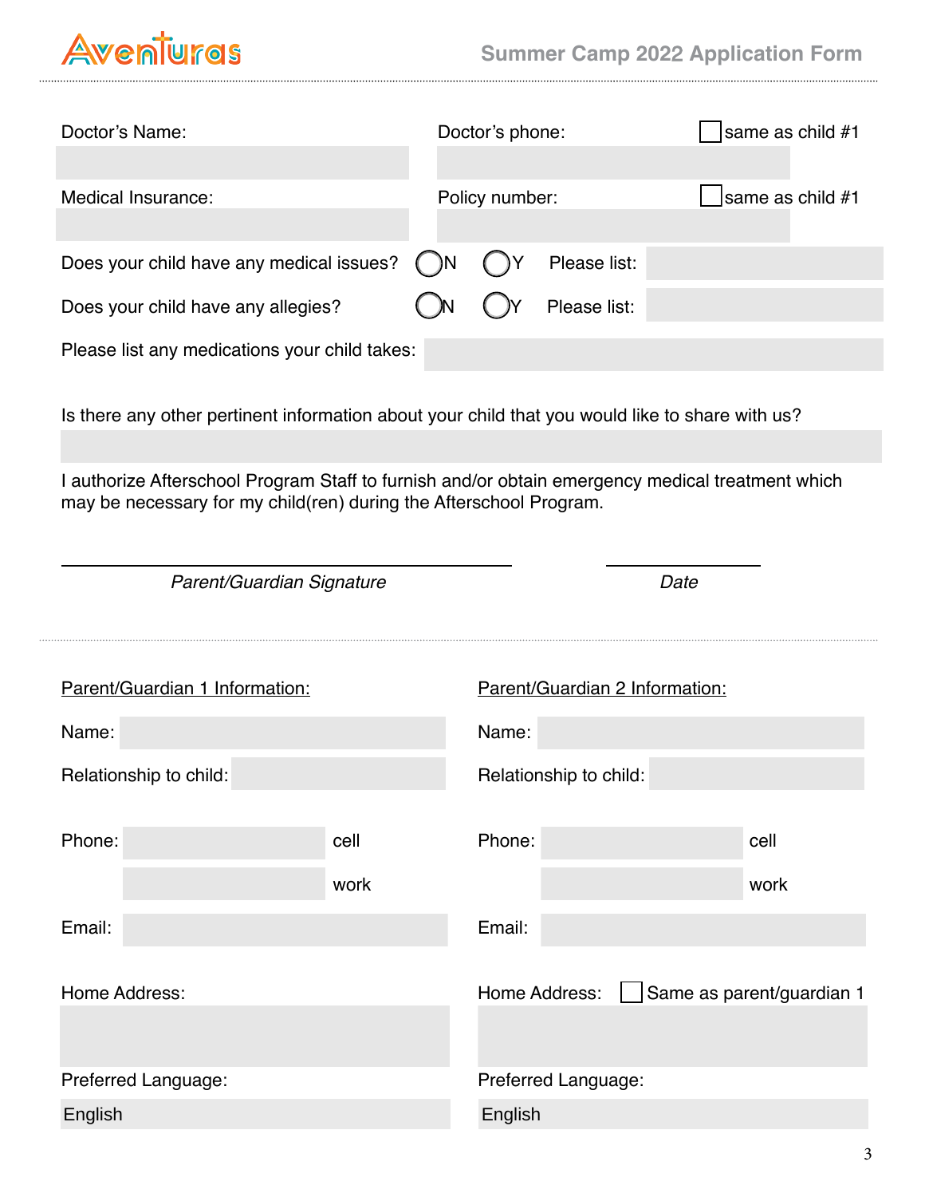Doctor's Name:

Doctor's phone: ☐ same as child #1

Medical Insurance:

Policy number: ☐ same as child #1

Does your child have any medical issues? ◯N ◯Y Please list:

Does your child have any allegies? ◯N ◯Y Please list:

Please list any medications your child takes:

Is there any other pertinent information about your child that you would like to share with us?

I authorize Afterschool Program Staff to furnish and/or obtain emergency medical treatment which may be necessary for my child(ren) during the Afterschool Program.

_Parent/Guardian Signature_ _Date_

---

Parent/Guardian 1 Information:

Name:

Relationship to child:

Phone: cell

work

Email:

Home Address:

Preferred Language:

English

Parent/Guardian 2 Information:

Name:

Relationship to child:

Phone: cell

work

Email:

Home Address: ☐ Same as parent/guardian 1

Preferred Language:

English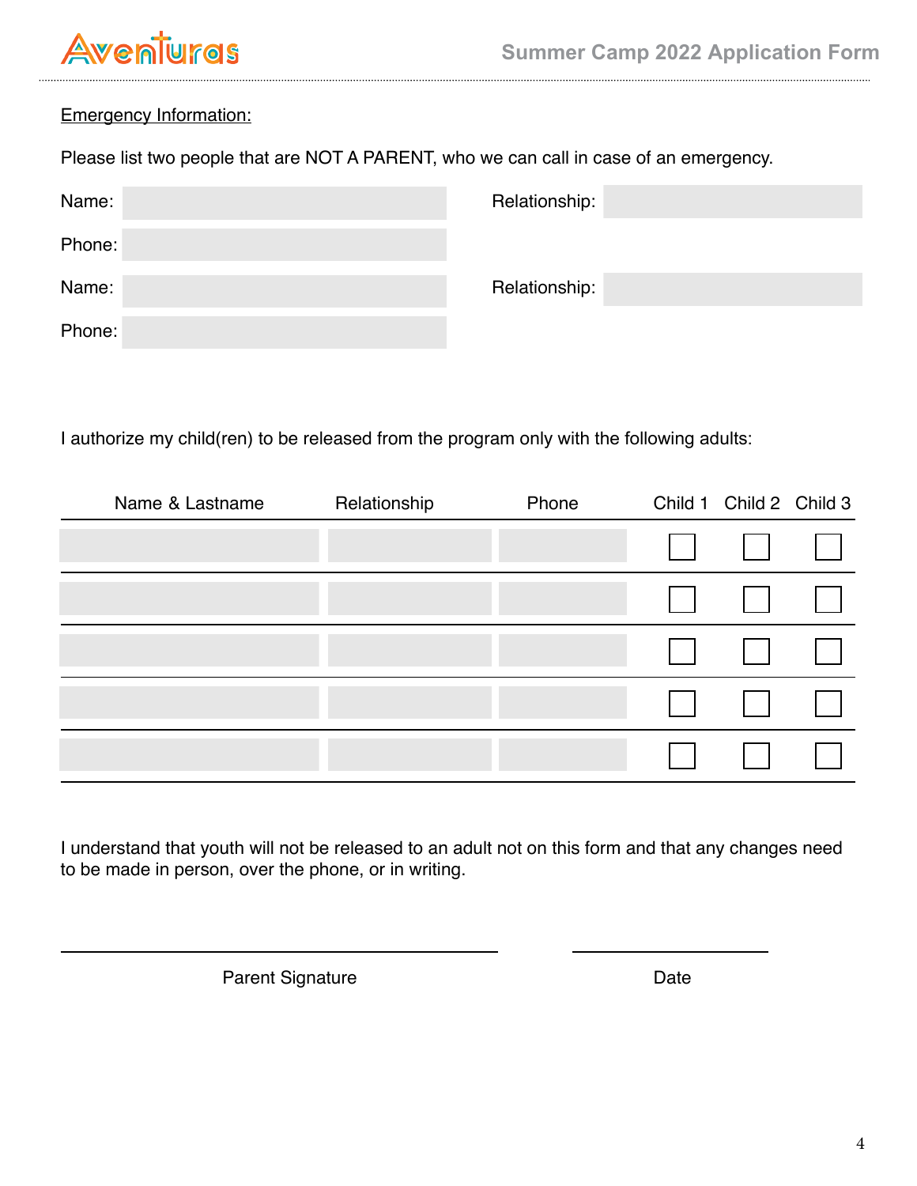Emergency Information:

Please list two people that are NOT A PARENT, who we can call in case of an emergency.

Name: ____________________ Relationship: ____________________

Phone: ____________________

Name: ____________________ Relationship: ____________________

Phone: ____________________

I authorize my child(ren) to be released from the program only with the following adults:

| Name & Lastname | Relationship | Phone | Child 1 | Child 2 | Child 3 |
|---|---|---|---|---|---|
| | | | ☐ | ☐ | ☐ |
| | | | ☐ | ☐ | ☐ |
| | | | ☐ | ☐ | ☐ |
| | | | ☐ | ☐ | ☐ |
| | | | ☐ | ☐ | ☐ |

I understand that youth will not be released to an adult not on this form and that any changes need to be made in person, over the phone, or in writing.

______________________________ ______________

Parent Signature Date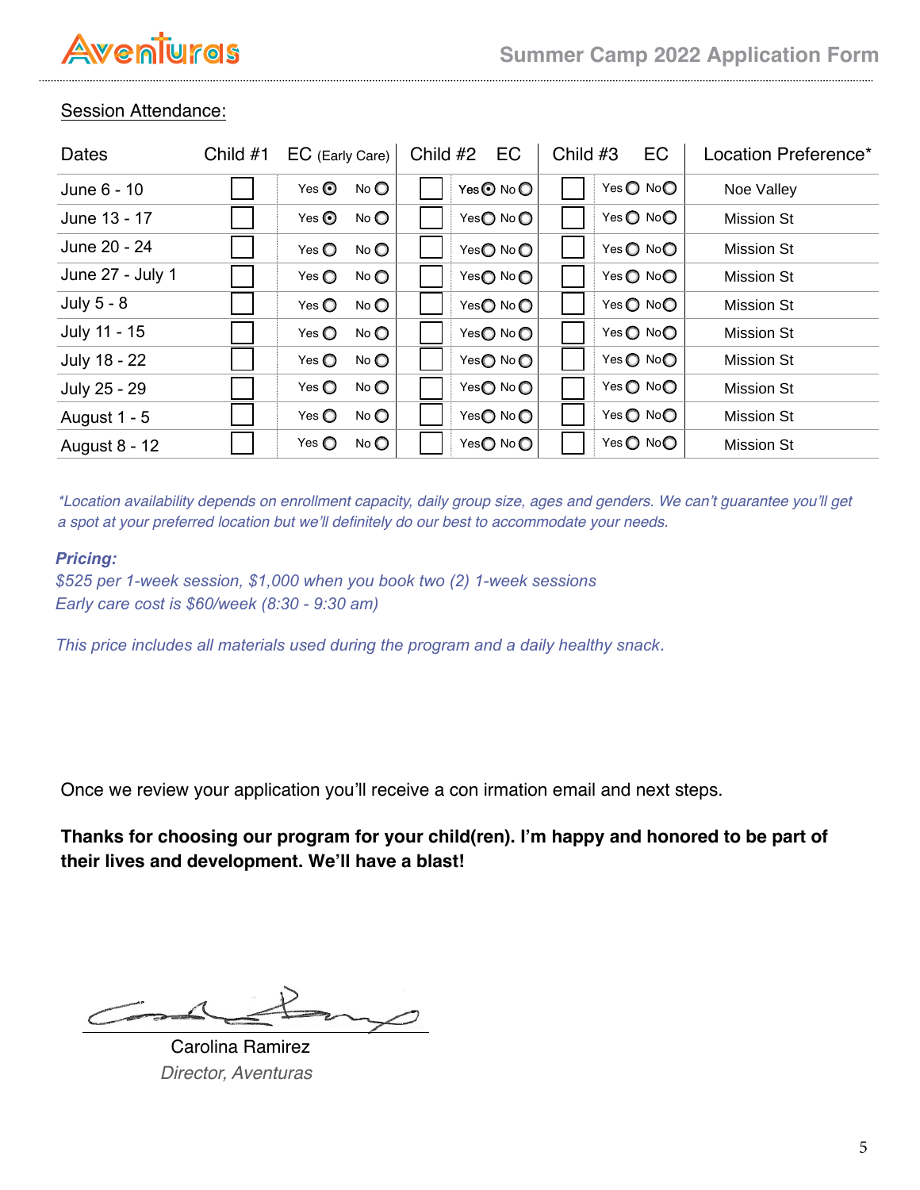Summer Camp 2022 Application Form

Session Attendance:

| Dates | Child #1 | EC (Early Care) | Child #2 | EC | Child #3 | EC | Location Preference* |
|---|---|---|---|---|---|---|---|
| June 6 - 10 | ☐ | Yes ◉ No ◯ | ☐ | Yes ◉ No ◯ | ☐ | Yes ◯ No ◯ | Noe Valley |
| June 13 - 17 | ☐ | Yes ◉ No ◯ | ☐ | Yes ◯ No ◯ | ☐ | Yes ◯ No ◯ | Mission St |
| June 20 - 24 | ☐ | Yes ◯ No ◯ | ☐ | Yes ◯ No ◯ | ☐ | Yes ◯ No ◯ | Mission St |
| June 27 - July 1 | ☐ | Yes ◯ No ◯ | ☐ | Yes ◯ No ◯ | ☐ | Yes ◯ No ◯ | Mission St |
| July 5 - 8 | ☐ | Yes ◯ No ◯ | ☐ | Yes ◯ No ◯ | ☐ | Yes ◯ No ◯ | Mission St |
| July 11 - 15 | ☐ | Yes ◯ No ◯ | ☐ | Yes ◯ No ◯ | ☐ | Yes ◯ No ◯ | Mission St |
| July 18 - 22 | ☐ | Yes ◯ No ◯ | ☐ | Yes ◯ No ◯ | ☐ | Yes ◯ No ◯ | Mission St |
| July 25 - 29 | ☐ | Yes ◯ No ◯ | ☐ | Yes ◯ No ◯ | ☐ | Yes ◯ No ◯ | Mission St |
| August 1 - 5 | ☐ | Yes ◯ No ◯ | ☐ | Yes ◯ No ◯ | ☐ | Yes ◯ No ◯ | Mission St |
| August 8 - 12 | ☐ | Yes ◯ No ◯ | ☐ | Yes ◯ No ◯ | ☐ | Yes ◯ No ◯ | Mission St |

*\*Location availability depends on enrollment capacity, daily group size, ages and genders. We can't guarantee you'll get a spot at your preferred location but we'll definitely do our best to accommodate your needs.*

***Pricing:***

*$525 per 1-week session, $1,000 when you book two (2) 1-week sessions*
*Early care cost is $60/week (8:30 - 9:30 am)*

*This price includes all materials used during the program and a daily healthy snack.*

Once we review your application you'll receive a con irmation email and next steps.

**Thanks for choosing our program for your child(ren). I'm happy and honored to be part of their lives and development. We'll have a blast!**

Carolina Ramirez
*Director, Aventuras*